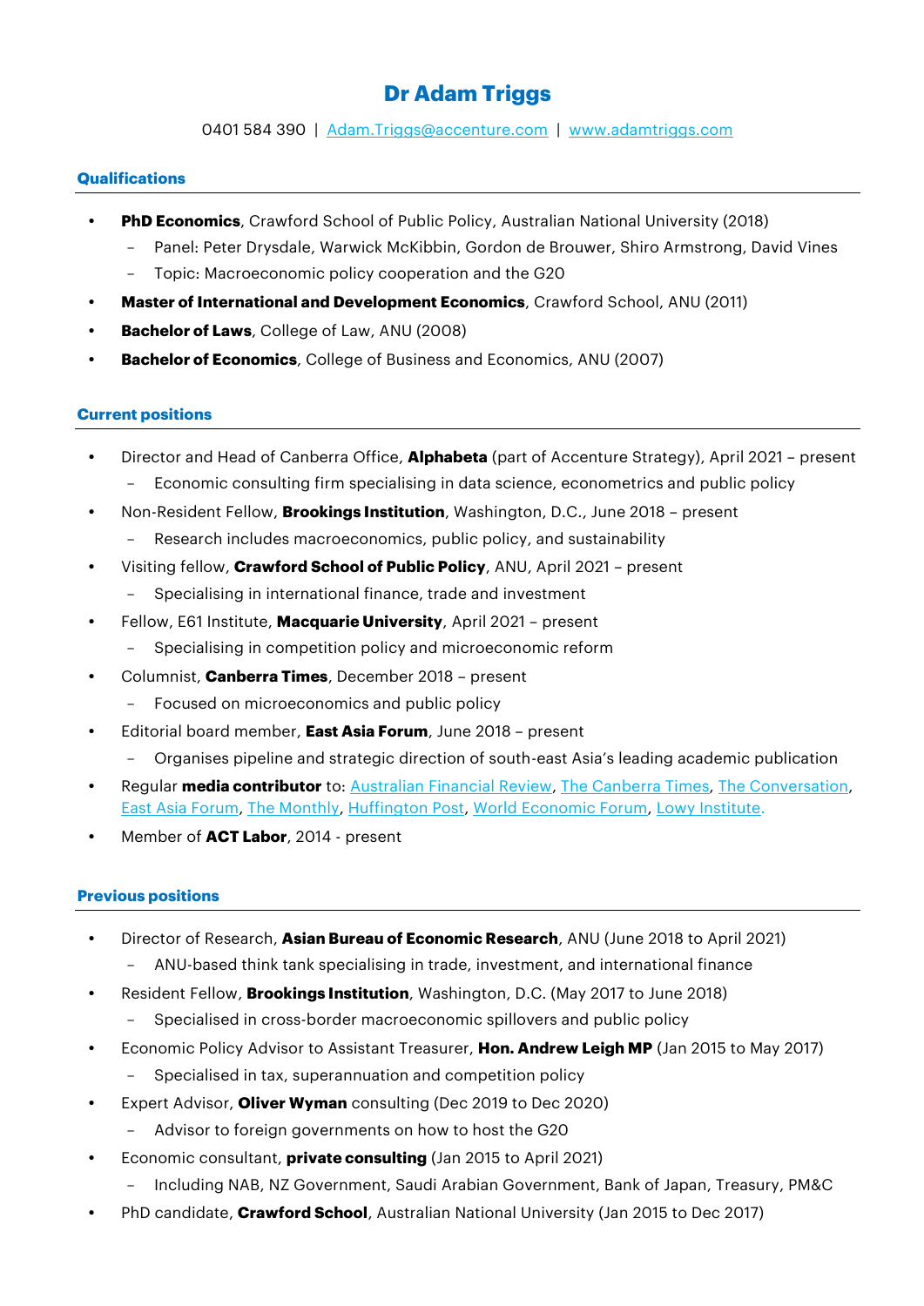# Dr Adam Triggs

0401 584 390 | [Adam.Triggs@accenture.com](mailto:Adam.Triggs@accenture.com) | [www.adamtriggs.com](http://www.adamtriggs.com)

## Qualifications

- **PhD Economics**, Crawford School of Public Policy, Australian National University (2018)
  - Panel: Peter Drysdale, Warwick McKibbin, Gordon de Brouwer, Shiro Armstrong, David Vines
  - Topic: Macroeconomic policy cooperation and the G20
- **Master of International and Development Economics**, Crawford School, ANU (2011)
- **Bachelor of Laws**, College of Law, ANU (2008)
- **Bachelor of Economics**, College of Business and Economics, ANU (2007)

## Current positions

- Director and Head of Canberra Office, **Alphabeta** (part of Accenture Strategy), April 2021 – present
  - Economic consulting firm specialising in data science, econometrics and public policy
- Non-Resident Fellow, **Brookings Institution**, Washington, D.C., June 2018 – present
  - Research includes macroeconomics, public policy, and sustainability
- Visiting fellow, **Crawford School of Public Policy**, ANU, April 2021 – present
  - Specialising in international finance, trade and investment
- Fellow, E61 Institute, **Macquarie University**, April 2021 – present
  - Specialising in competition policy and microeconomic reform
- Columnist, **Canberra Times**, December 2018 – present
  - Focused on microeconomics and public policy
- Editorial board member, **East Asia Forum**, June 2018 – present
  - Organises pipeline and strategic direction of south-east Asia's leading academic publication
- Regular **media contributor** to: Australian Financial Review, The Canberra Times, The Conversation, East Asia Forum, The Monthly, Huffington Post, World Economic Forum, Lowy Institute.
- Member of **ACT Labor**, 2014 - present

## Previous positions

- Director of Research, **Asian Bureau of Economic Research**, ANU (June 2018 to April 2021)
  - ANU-based think tank specialising in trade, investment, and international finance
- Resident Fellow, **Brookings Institution**, Washington, D.C. (May 2017 to June 2018)
  - Specialised in cross-border macroeconomic spillovers and public policy
- Economic Policy Advisor to Assistant Treasurer, **Hon. Andrew Leigh MP** (Jan 2015 to May 2017)
  - Specialised in tax, superannuation and competition policy
- Expert Advisor, **Oliver Wyman** consulting (Dec 2019 to Dec 2020)
  - Advisor to foreign governments on how to host the G20
- Economic consultant, **private consulting** (Jan 2015 to April 2021)
  - Including NAB, NZ Government, Saudi Arabian Government, Bank of Japan, Treasury, PM&C
- PhD candidate, **Crawford School**, Australian National University (Jan 2015 to Dec 2017)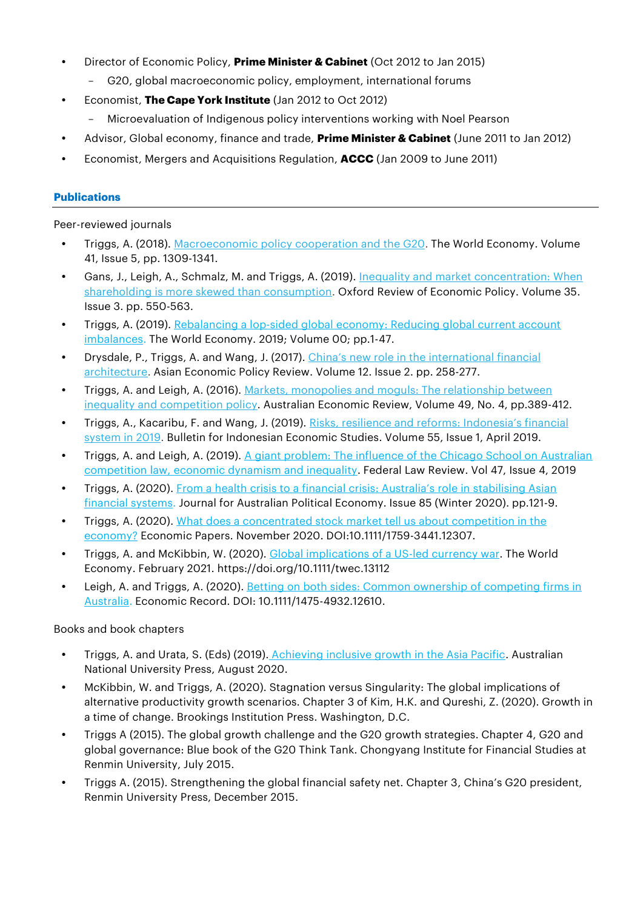- Director of Economic Policy, **Prime Minister & Cabinet** (Oct 2012 to Jan 2015)
  - G20, global macroeconomic policy, employment, international forums
- Economist, **The Cape York Institute** (Jan 2012 to Oct 2012)
  - Microevaluation of Indigenous policy interventions working with Noel Pearson
- Advisor, Global economy, finance and trade, **Prime Minister & Cabinet** (June 2011 to Jan 2012)
- Economist, Mergers and Acquisitions Regulation, **ACCC** (Jan 2009 to June 2011)

## Publications

Peer-reviewed journals

- Triggs, A. (2018). Macroeconomic policy cooperation and the G20. The World Economy. Volume 41, Issue 5, pp. 1309-1341.
- Gans, J., Leigh, A., Schmalz, M. and Triggs, A. (2019). Inequality and market concentration: When shareholding is more skewed than consumption. Oxford Review of Economic Policy. Volume 35. Issue 3. pp. 550-563.
- Triggs, A. (2019). Rebalancing a lop-sided global economy: Reducing global current account imbalances. The World Economy. 2019; Volume 00; pp.1-47.
- Drysdale, P., Triggs, A. and Wang, J. (2017). China's new role in the international financial architecture. Asian Economic Policy Review. Volume 12. Issue 2. pp. 258-277.
- Triggs, A. and Leigh, A. (2016). Markets, monopolies and moguls: The relationship between inequality and competition policy. Australian Economic Review, Volume 49, No. 4, pp.389-412.
- Triggs, A., Kacaribu, F. and Wang, J. (2019). Risks, resilience and reforms: Indonesia's financial system in 2019. Bulletin for Indonesian Economic Studies. Volume 55, Issue 1, April 2019.
- Triggs, A. and Leigh, A. (2019). A giant problem: The influence of the Chicago School on Australian competition law, economic dynamism and inequality. Federal Law Review. Vol 47, Issue 4, 2019
- Triggs, A. (2020). From a health crisis to a financial crisis: Australia's role in stabilising Asian financial systems. Journal for Australian Political Economy. Issue 85 (Winter 2020). pp.121-9.
- Triggs, A. (2020). What does a concentrated stock market tell us about competition in the economy? Economic Papers. November 2020. DOI:10.1111/1759-3441.12307.
- Triggs, A. and McKibbin, W. (2020). Global implications of a US-led currency war. The World Economy. February 2021. https://doi.org/10.1111/twec.13112
- Leigh, A. and Triggs, A. (2020). Betting on both sides: Common ownership of competing firms in Australia. Economic Record. DOI: 10.1111/1475-4932.12610.

Books and book chapters

- Triggs, A. and Urata, S. (Eds) (2019). Achieving inclusive growth in the Asia Pacific. Australian National University Press, August 2020.
- McKibbin, W. and Triggs, A. (2020). Stagnation versus Singularity: The global implications of alternative productivity growth scenarios. Chapter 3 of Kim, H.K. and Qureshi, Z. (2020). Growth in a time of change. Brookings Institution Press. Washington, D.C.
- Triggs A (2015). The global growth challenge and the G20 growth strategies. Chapter 4, G20 and global governance: Blue book of the G20 Think Tank. Chongyang Institute for Financial Studies at Renmin University, July 2015.
- Triggs A. (2015). Strengthening the global financial safety net. Chapter 3, China's G20 president, Renmin University Press, December 2015.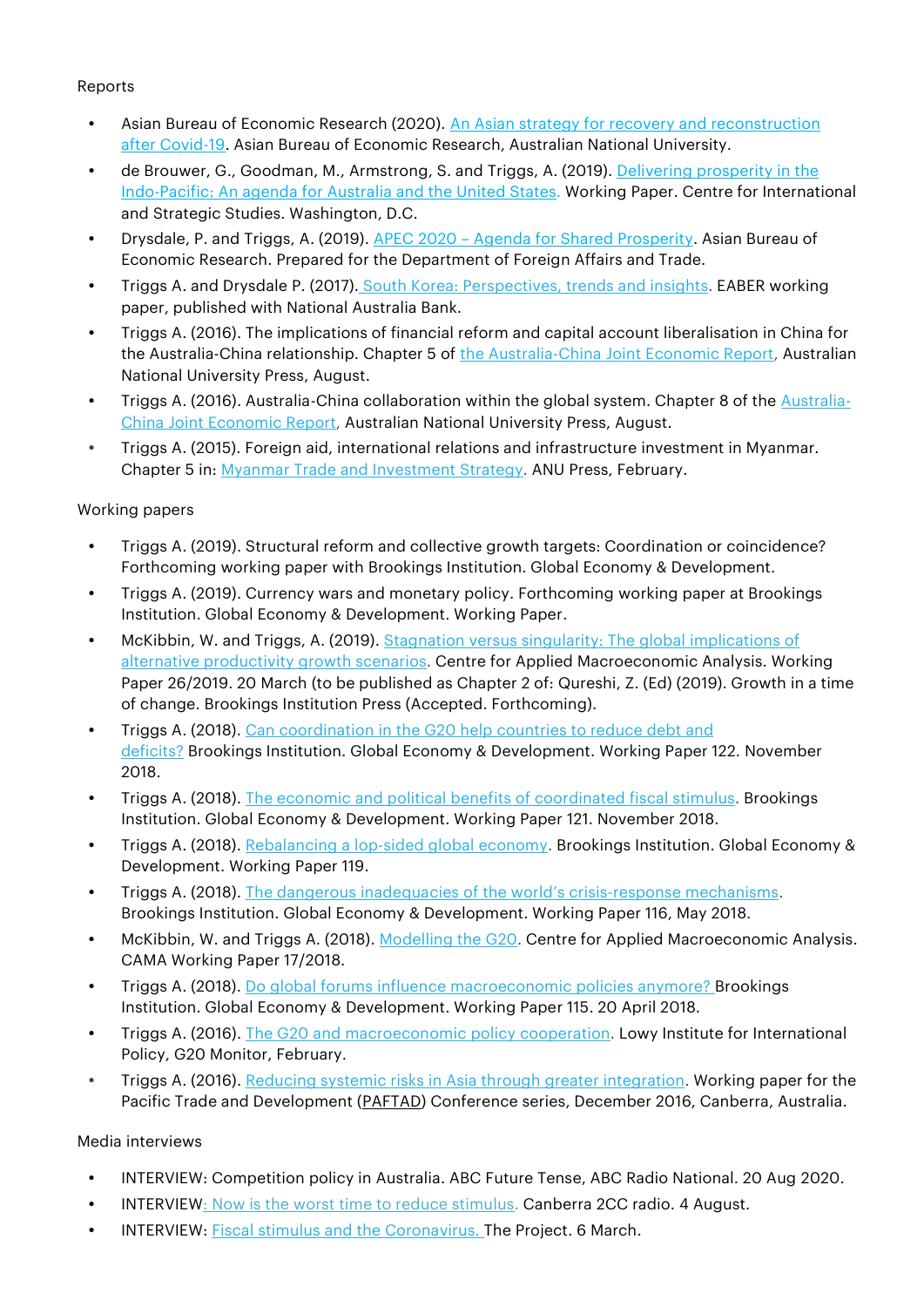Reports

- Asian Bureau of Economic Research (2020). An Asian strategy for recovery and reconstruction after Covid-19. Asian Bureau of Economic Research, Australian National University.
- de Brouwer, G., Goodman, M., Armstrong, S. and Triggs, A. (2019). Delivering prosperity in the Indo-Pacific: An agenda for Australia and the United States. Working Paper. Centre for International and Strategic Studies. Washington, D.C.
- Drysdale, P. and Triggs, A. (2019). APEC 2020 – Agenda for Shared Prosperity. Asian Bureau of Economic Research. Prepared for the Department of Foreign Affairs and Trade.
- Triggs A. and Drysdale P. (2017). South Korea: Perspectives, trends and insights. EABER working paper, published with National Australia Bank.
- Triggs A. (2016). The implications of financial reform and capital account liberalisation in China for the Australia-China relationship. Chapter 5 of the Australia-China Joint Economic Report, Australian National University Press, August.
- Triggs A. (2016). Australia-China collaboration within the global system. Chapter 8 of the Australia-China Joint Economic Report, Australian National University Press, August.
- Triggs A. (2015). Foreign aid, international relations and infrastructure investment in Myanmar. Chapter 5 in: Myanmar Trade and Investment Strategy. ANU Press, February.

Working papers

- Triggs A. (2019). Structural reform and collective growth targets: Coordination or coincidence? Forthcoming working paper with Brookings Institution. Global Economy & Development.
- Triggs A. (2019). Currency wars and monetary policy. Forthcoming working paper at Brookings Institution. Global Economy & Development. Working Paper.
- McKibbin, W. and Triggs, A. (2019). Stagnation versus singularity: The global implications of alternative productivity growth scenarios. Centre for Applied Macroeconomic Analysis. Working Paper 26/2019. 20 March (to be published as Chapter 2 of: Qureshi, Z. (Ed) (2019). Growth in a time of change. Brookings Institution Press (Accepted. Forthcoming).
- Triggs A. (2018). Can coordination in the G20 help countries to reduce debt and deficits? Brookings Institution. Global Economy & Development. Working Paper 122. November 2018.
- Triggs A. (2018). The economic and political benefits of coordinated fiscal stimulus. Brookings Institution. Global Economy & Development. Working Paper 121. November 2018.
- Triggs A. (2018). Rebalancing a lop-sided global economy. Brookings Institution. Global Economy & Development. Working Paper 119.
- Triggs A. (2018). The dangerous inadequacies of the world's crisis-response mechanisms. Brookings Institution. Global Economy & Development. Working Paper 116, May 2018.
- McKibbin, W. and Triggs A. (2018). Modelling the G20. Centre for Applied Macroeconomic Analysis. CAMA Working Paper 17/2018.
- Triggs A. (2018). Do global forums influence macroeconomic policies anymore? Brookings Institution. Global Economy & Development. Working Paper 115. 20 April 2018.
- Triggs A. (2016). The G20 and macroeconomic policy cooperation. Lowy Institute for International Policy, G20 Monitor, February.
- Triggs A. (2016). Reducing systemic risks in Asia through greater integration. Working paper for the Pacific Trade and Development (PAFTAD) Conference series, December 2016, Canberra, Australia.

Media interviews

- INTERVIEW: Competition policy in Australia. ABC Future Tense, ABC Radio National. 20 Aug 2020.
- INTERVIEW: Now is the worst time to reduce stimulus. Canberra 2CC radio. 4 August.
- INTERVIEW: Fiscal stimulus and the Coronavirus. The Project. 6 March.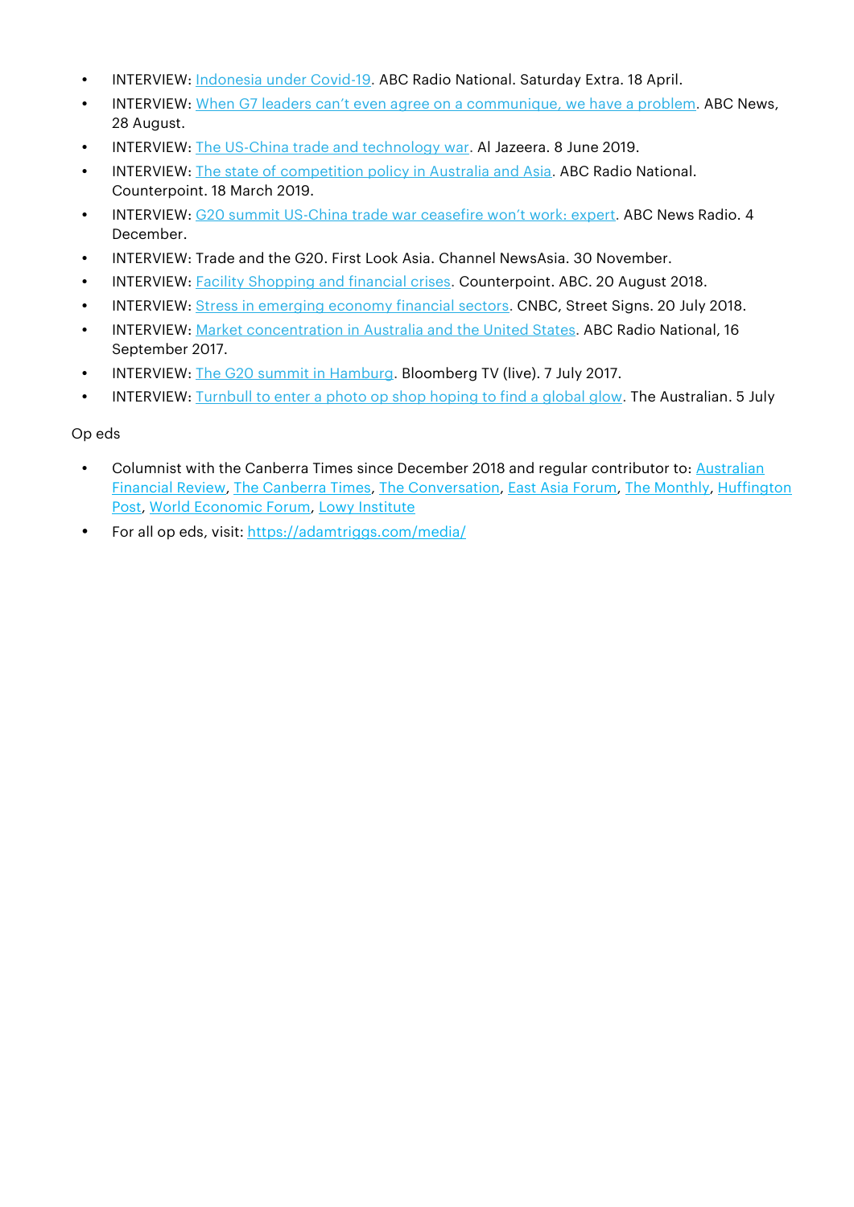- INTERVIEW: Indonesia under Covid-19. ABC Radio National. Saturday Extra. 18 April.
- INTERVIEW: When G7 leaders can't even agree on a communique, we have a problem. ABC News, 28 August.
- INTERVIEW: The US-China trade and technology war. Al Jazeera. 8 June 2019.
- INTERVIEW: The state of competition policy in Australia and Asia. ABC Radio National. Counterpoint. 18 March 2019.
- INTERVIEW: G20 summit US-China trade war ceasefire won't work: expert. ABC News Radio. 4 December.
- INTERVIEW: Trade and the G20. First Look Asia. Channel NewsAsia. 30 November.
- INTERVIEW: Facility Shopping and financial crises. Counterpoint. ABC. 20 August 2018.
- INTERVIEW: Stress in emerging economy financial sectors. CNBC, Street Signs. 20 July 2018.
- INTERVIEW: Market concentration in Australia and the United States. ABC Radio National, 16 September 2017.
- INTERVIEW: The G20 summit in Hamburg. Bloomberg TV (live). 7 July 2017.
- INTERVIEW: Turnbull to enter a photo op shop hoping to find a global glow. The Australian. 5 July

Op eds

- Columnist with the Canberra Times since December 2018 and regular contributor to: Australian Financial Review, The Canberra Times, The Conversation, East Asia Forum, The Monthly, Huffington Post, World Economic Forum, Lowy Institute
- For all op eds, visit: https://adamtriggs.com/media/